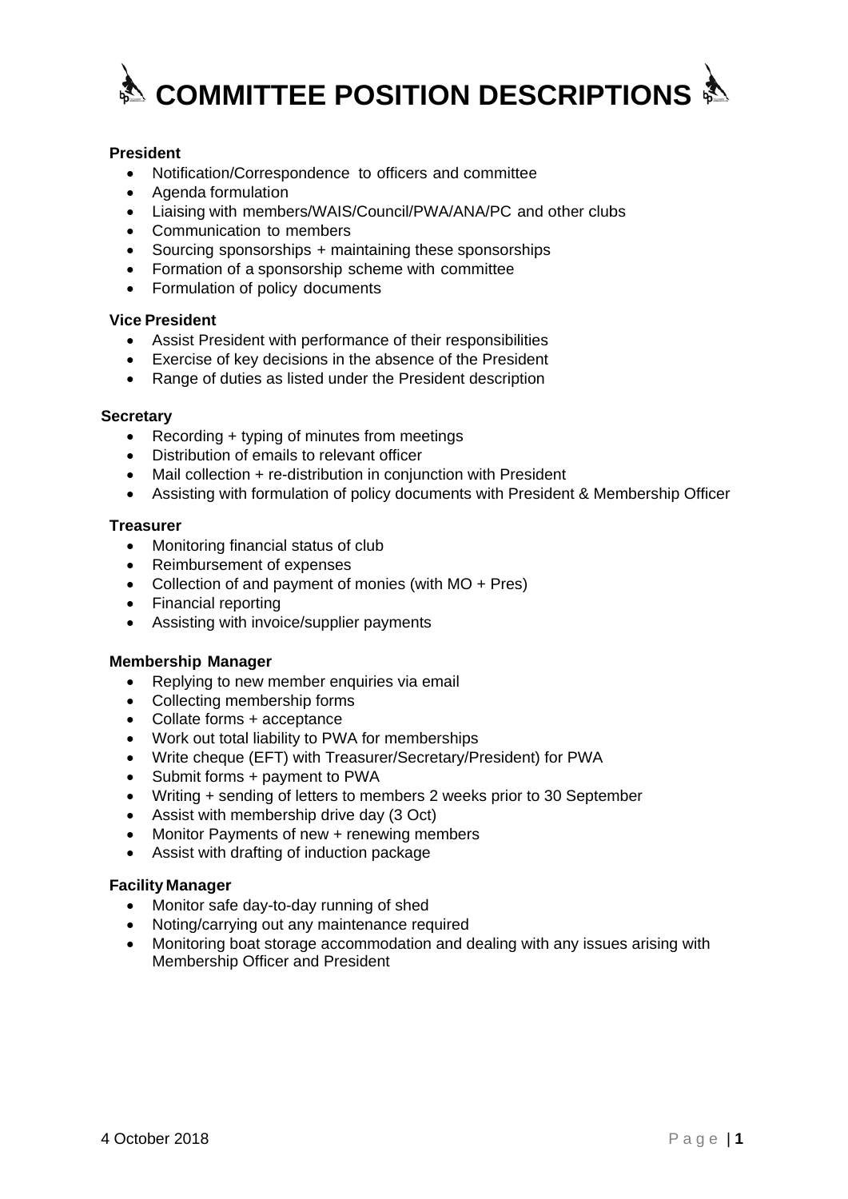# COMMITTEE POSITION DESCRIPTIONS

**President**

- Notification/Correspondence to officers and committee
- Agenda formulation
- Liaising with members/WAIS/Council/PWA/ANA/PC and other clubs
- Communication to members
- Sourcing sponsorships + maintaining these sponsorships
- Formation of a sponsorship scheme with committee
- Formulation of policy documents

**Vice President**

- Assist President with performance of their responsibilities
- Exercise of key decisions in the absence of the President
- Range of duties as listed under the President description

**Secretary**

- Recording + typing of minutes from meetings
- Distribution of emails to relevant officer
- Mail collection + re-distribution in conjunction with President
- Assisting with formulation of policy documents with President & Membership Officer

**Treasurer**

- Monitoring financial status of club
- Reimbursement of expenses
- Collection of and payment of monies (with MO + Pres)
- Financial reporting
- Assisting with invoice/supplier payments

**Membership Manager**

- Replying to new member enquiries via email
- Collecting membership forms
- Collate forms + acceptance
- Work out total liability to PWA for memberships
- Write cheque (EFT) with Treasurer/Secretary/President) for PWA
- Submit forms + payment to PWA
- Writing + sending of letters to members 2 weeks prior to 30 September
- Assist with membership drive day (3 Oct)
- Monitor Payments of new + renewing members
- Assist with drafting of induction package

**Facility Manager**

- Monitor safe day-to-day running of shed
- Noting/carrying out any maintenance required
- Monitoring boat storage accommodation and dealing with any issues arising with Membership Officer and President

4 October 2018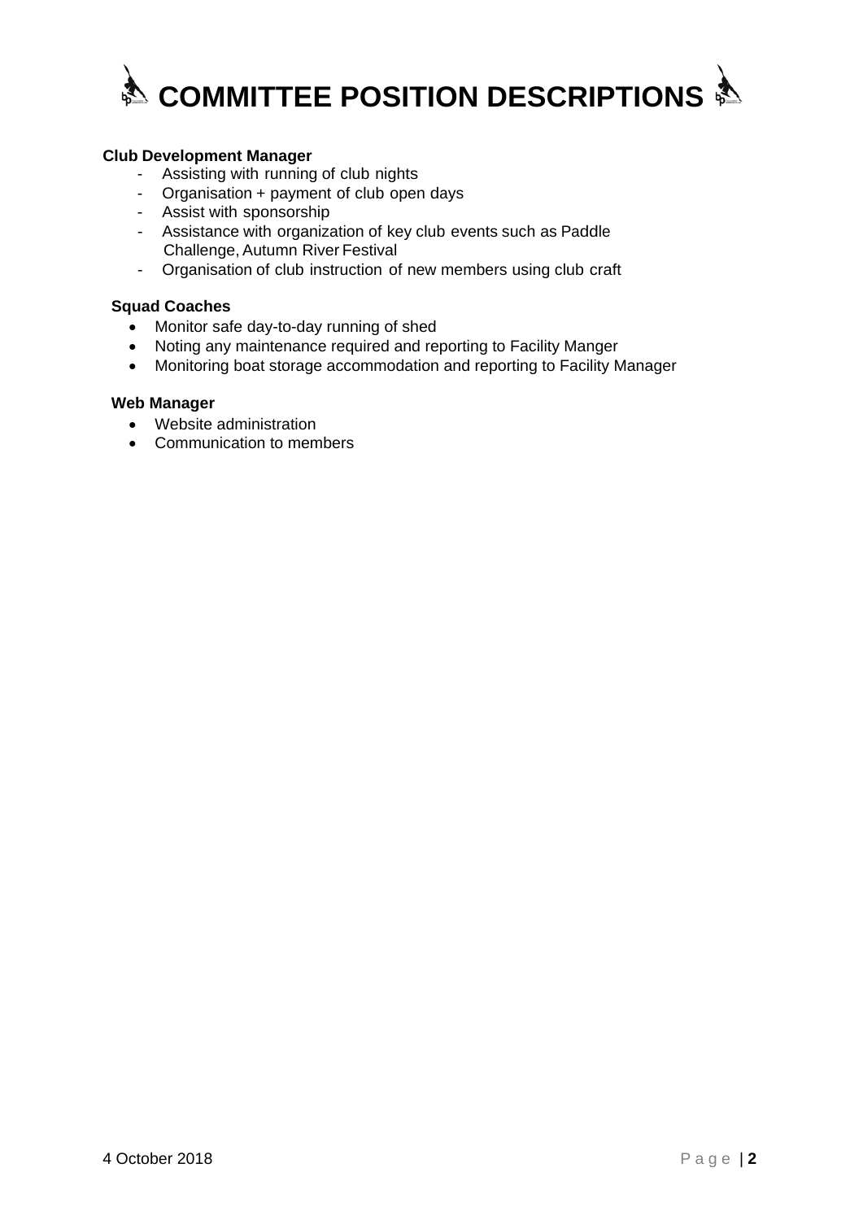# COMMITTEE POSITION DESCRIPTIONS

**Club Development Manager**

- Assisting with running of club nights
- Organisation + payment of club open days
- Assist with sponsorship
- Assistance with organization of key club events such as Paddle Challenge, Autumn River Festival
- Organisation of club instruction of new members using club craft

**Squad Coaches**

- Monitor safe day-to-day running of shed
- Noting any maintenance required and reporting to Facility Manger
- Monitoring boat storage accommodation and reporting to Facility Manager

**Web Manager**

- Website administration
- Communication to members